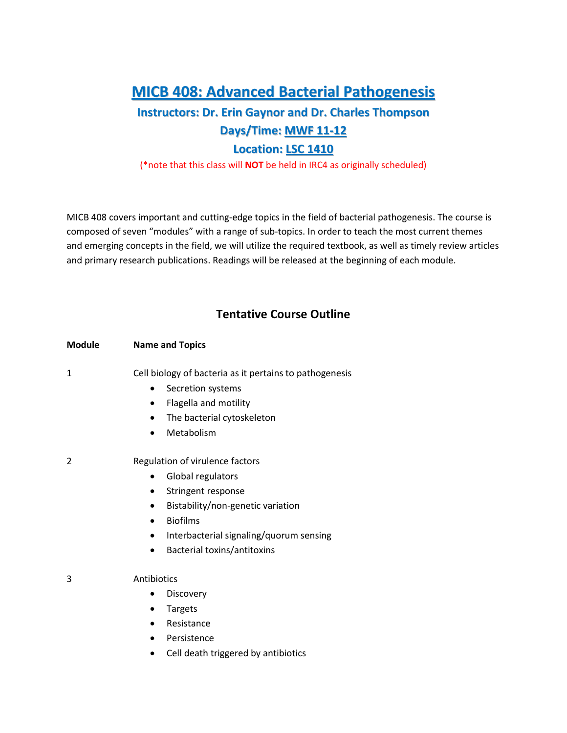# MICB 408: Advanced Bacterial Pathogenesis

## Instructors: Dr. Erin Gaynor and Dr. Charles Thompson

## Days/Time: MWF 11-12

## Location: LSC 1410

(*note that this class will **NOT** be held in IRC4 as originally scheduled)

MICB 408 covers important and cutting-edge topics in the field of bacterial pathogenesis. The course is composed of seven "modules" with a range of sub-topics. In order to teach the most current themes and emerging concepts in the field, we will utilize the required textbook, as well as timely review articles and primary research publications. Readings will be released at the beginning of each module.

## Tentative Course Outline

**Module** **Name and Topics**

1 Cell biology of bacteria as it pertains to pathogenesis

- Secretion systems
- Flagella and motility
- The bacterial cytoskeleton
- Metabolism

2 Regulation of virulence factors

- Global regulators
- Stringent response
- Bistability/non-genetic variation
- Biofilms
- Interbacterial signaling/quorum sensing
- Bacterial toxins/antitoxins

3 Antibiotics

- Discovery
- Targets
- Resistance
- Persistence
- Cell death triggered by antibiotics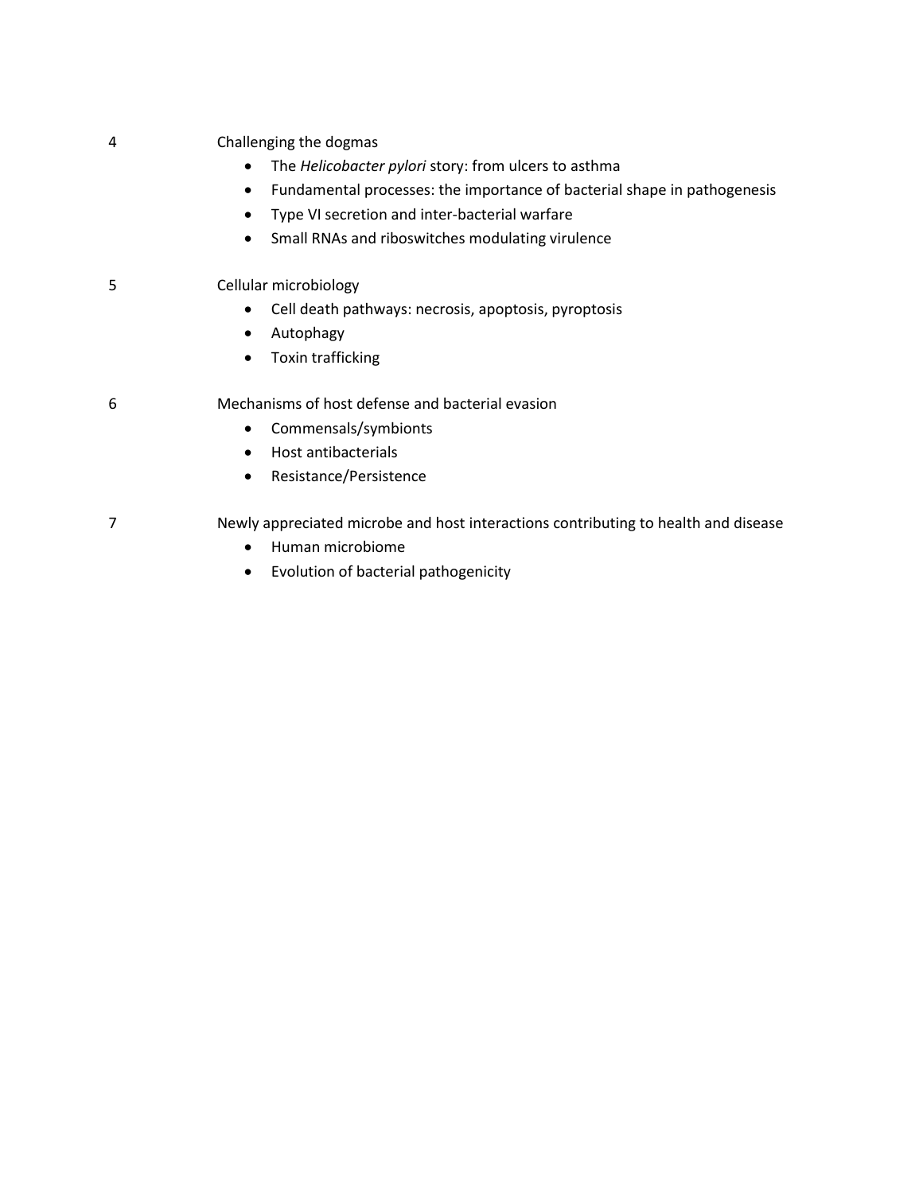4 Challenging the dogmas

- The *Helicobacter pylori* story: from ulcers to asthma
- Fundamental processes: the importance of bacterial shape in pathogenesis
- Type VI secretion and inter-bacterial warfare
- Small RNAs and riboswitches modulating virulence

5 Cellular microbiology

- Cell death pathways: necrosis, apoptosis, pyroptosis
- Autophagy
- Toxin trafficking

6 Mechanisms of host defense and bacterial evasion

- Commensals/symbionts
- Host antibacterials
- Resistance/Persistence

7 Newly appreciated microbe and host interactions contributing to health and disease

- Human microbiome
- Evolution of bacterial pathogenicity